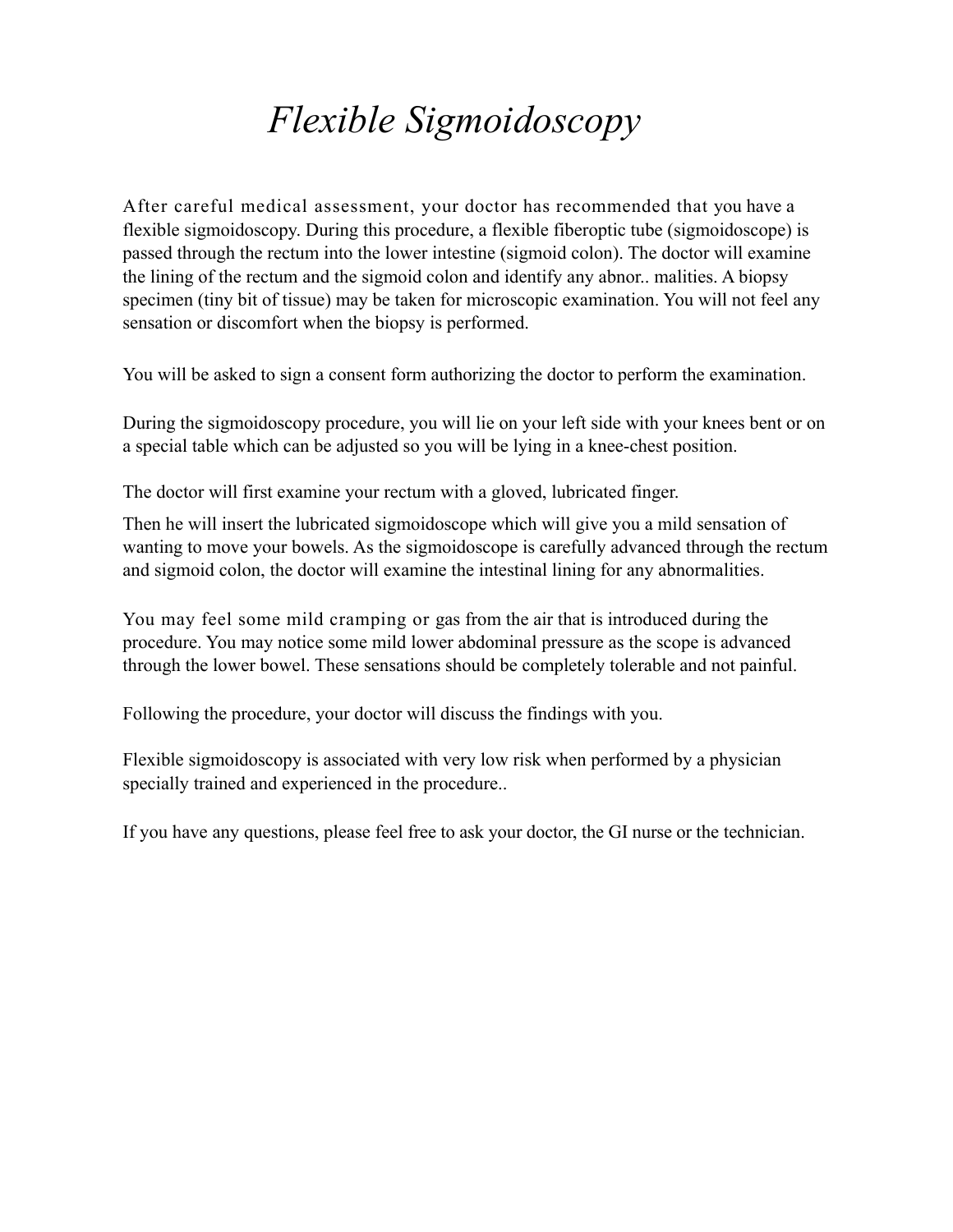# *Flexible Sigmoidoscopy*

After careful medical assessment, your doctor has recommended that you have a flexible sigmoidoscopy. During this procedure, a flexible fiberoptic tube (sigmoidoscope) is passed through the rectum into the lower intestine (sigmoid colon). The doctor will examine the lining of the rectum and the sigmoid colon and identify any abnor.. malities. A biopsy specimen (tiny bit of tissue) may be taken for microscopic examination. You will not feel any sensation or discomfort when the biopsy is performed.

You will be asked to sign a consent form authorizing the doctor to perform the examination.

During the sigmoidoscopy procedure, you will lie on your left side with your knees bent or on a special table which can be adjusted so you will be lying in a knee-chest position.

The doctor will first examine your rectum with a gloved, lubricated finger.

Then he will insert the lubricated sigmoidoscope which will give you a mild sensation of wanting to move your bowels. As the sigmoidoscope is carefully advanced through the rectum and sigmoid colon, the doctor will examine the intestinal lining for any abnormalities.

You may feel some mild cramping or gas from the air that is introduced during the procedure. You may notice some mild lower abdominal pressure as the scope is advanced through the lower bowel. These sensations should be completely tolerable and not painful.

Following the procedure, your doctor will discuss the findings with you.

Flexible sigmoidoscopy is associated with very low risk when performed by a physician specially trained and experienced in the procedure..

If you have any questions, please feel free to ask your doctor, the GI nurse or the technician.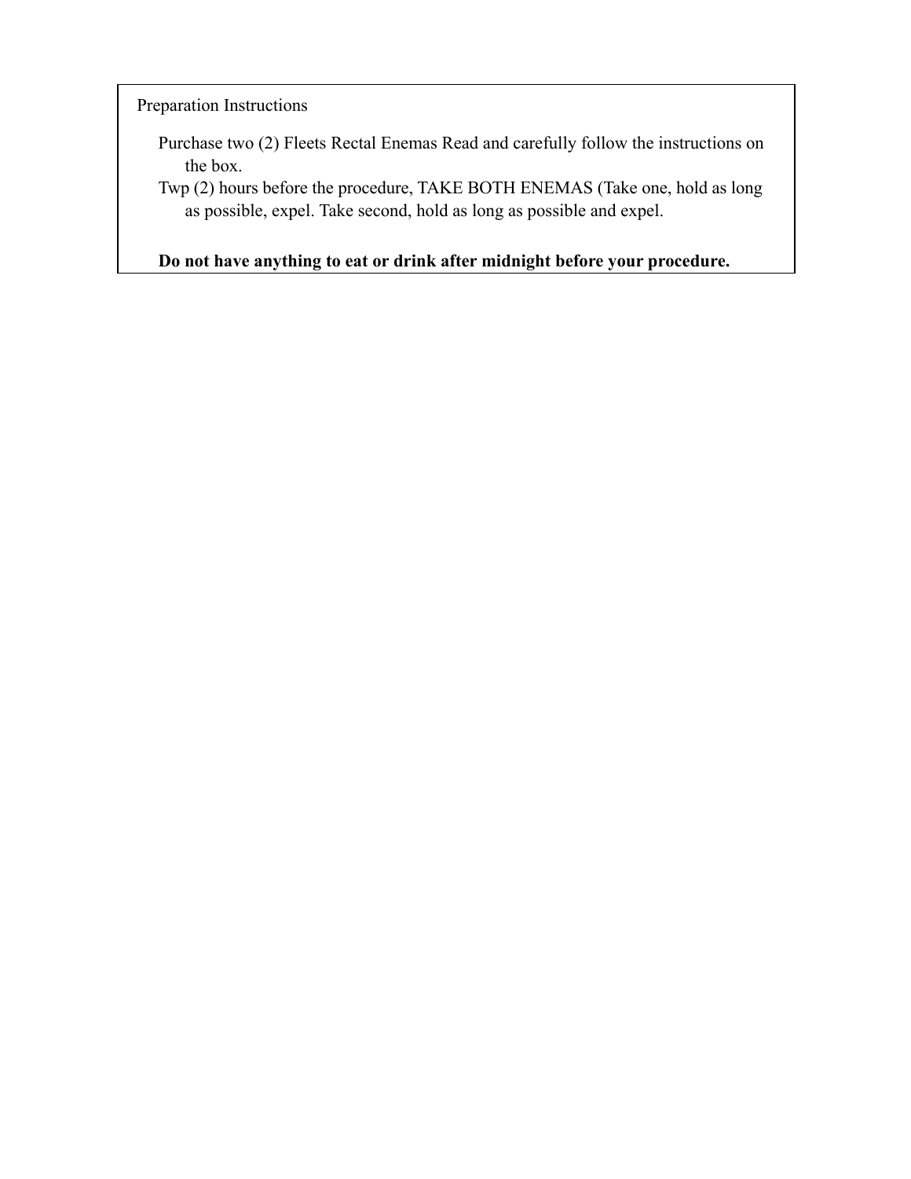Preparation Instructions

Purchase two (2) Fleets Rectal Enemas Read and carefully follow the instructions on the box.

Twp (2) hours before the procedure, TAKE BOTH ENEMAS (Take one, hold as long as possible, expel. Take second, hold as long as possible and expel.

**Do not have anything to eat or drink after midnight before your procedure.**